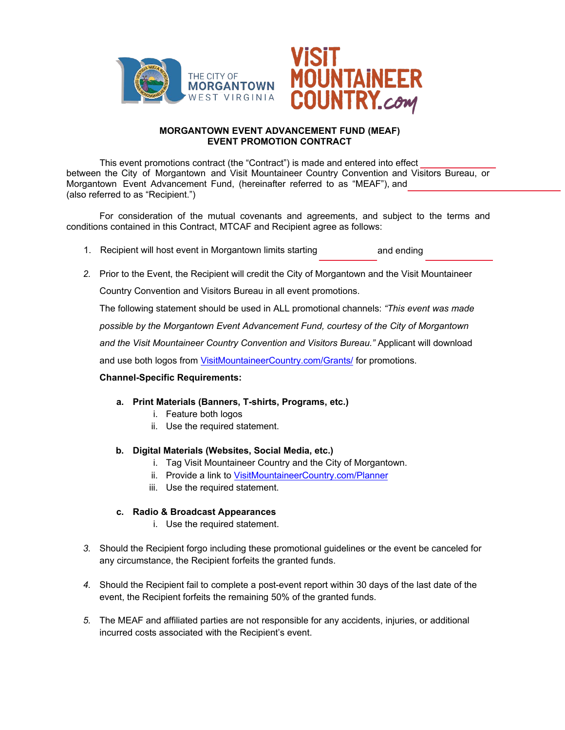**MORGANTOWN EVENT ADVANCEMENT FUND (MEAF)**
**EVENT PROMOTION CONTRACT**

This event promotions contract (the "Contract") is made and entered into effect \_\_\_\_\_\_\_\_\_\_\_\_\_\_ between the City of Morgantown and Visit Mountaineer Country Convention and Visitors Bureau, or Morgantown Event Advancement Fund, (hereinafter referred to as "MEAF"), and \_\_\_\_\_\_\_\_\_\_\_\_\_\_\_\_\_\_\_\_\_\_\_\_ (also referred to as "Recipient.")

For consideration of the mutual covenants and agreements, and subject to the terms and conditions contained in this Contract, MTCAF and Recipient agree as follows:

1. Recipient will host event in Morgantown limits starting \_\_\_\_\_\_\_\_\_\_ and ending \_\_\_\_\_\_\_\_\_\_

2. Prior to the Event, the Recipient will credit the City of Morgantown and the Visit Mountaineer Country Convention and Visitors Bureau in all event promotions.

   The following statement should be used in ALL promotional channels: *"This event was made possible by the Morgantown Event Advancement Fund, courtesy of the City of Morgantown and the Visit Mountaineer Country Convention and Visitors Bureau."* Applicant will download and use both logos from [VisitMountaineerCountry.com/Grants/](VisitMountaineerCountry.com/Grants/) for promotions.

   **Channel-Specific Requirements:**

   a. **Print Materials (Banners, T-shirts, Programs, etc.)**
      i. Feature both logos
      ii. Use the required statement.

   b. **Digital Materials (Websites, Social Media, etc.)**
      i. Tag Visit Mountaineer Country and the City of Morgantown.
      ii. Provide a link to [VisitMountaineerCountry.com/Planner](VisitMountaineerCountry.com/Planner)
      iii. Use the required statement.

   c. **Radio & Broadcast Appearances**
      i. Use the required statement.

3. Should the Recipient forgo including these promotional guidelines or the event be canceled for any circumstance, the Recipient forfeits the granted funds.

4. Should the Recipient fail to complete a post-event report within 30 days of the last date of the event, the Recipient forfeits the remaining 50% of the granted funds.

5. The MEAF and affiliated parties are not responsible for any accidents, injuries, or additional incurred costs associated with the Recipient's event.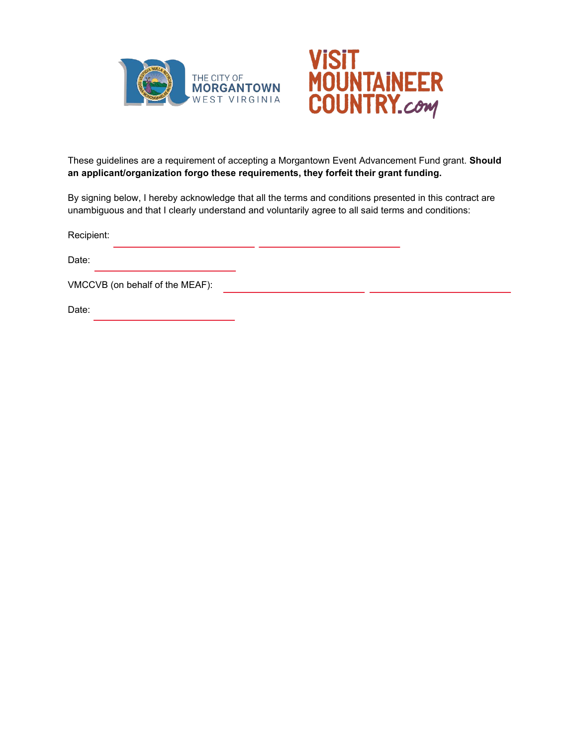These guidelines are a requirement of accepting a Morgantown Event Advancement Fund grant. **Should an applicant/organization forgo these requirements, they forfeit their grant funding.**

By signing below, I hereby acknowledge that all the terms and conditions presented in this contract are unambiguous and that I clearly understand and voluntarily agree to all said terms and conditions:

Recipient: ______________________ ______________________

Date: ______________________

VMCCVB (on behalf of the MEAF): ______________________ ______________________

Date: ______________________